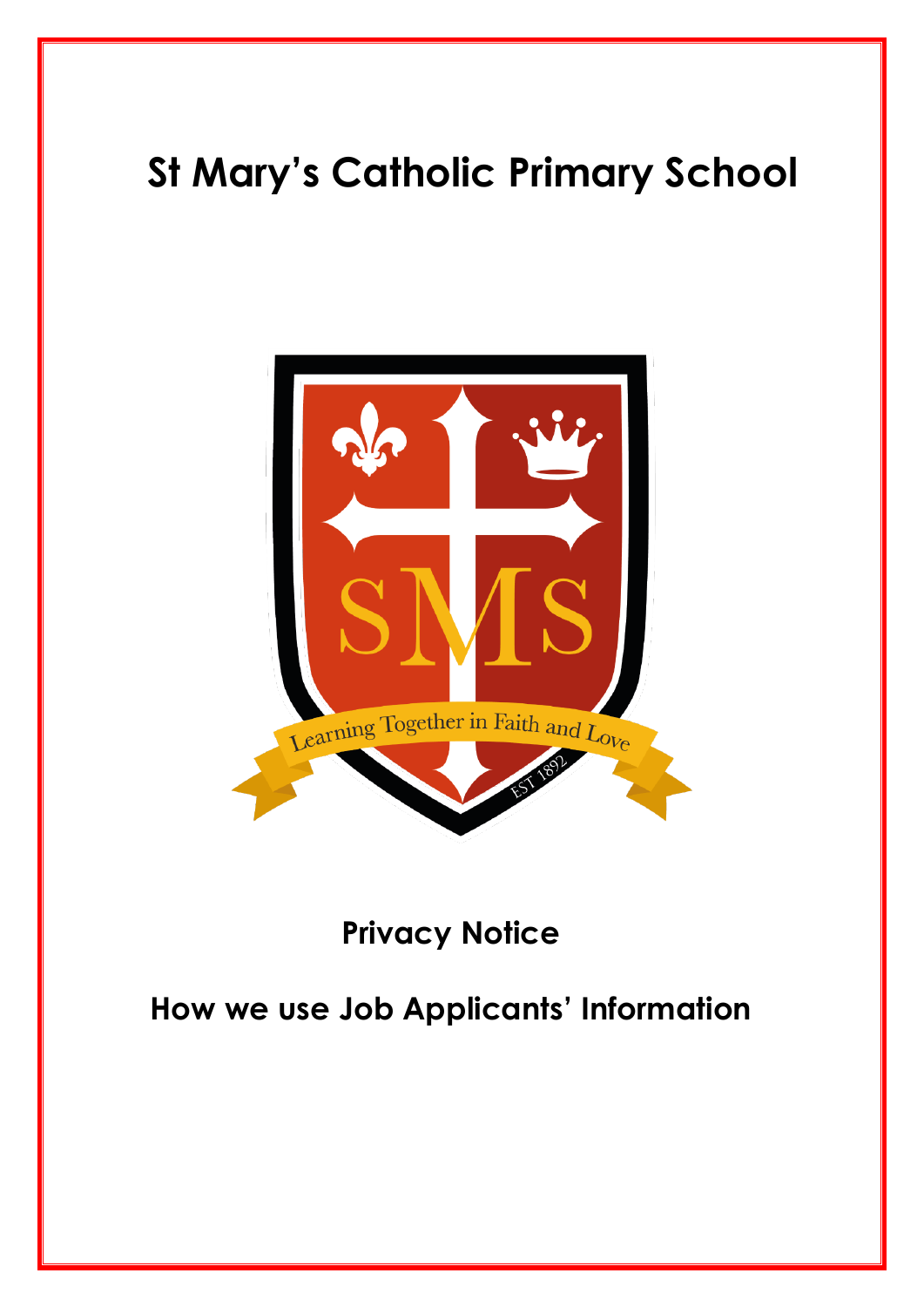# St Mary's Catholic Primary School

## Privacy Notice

## How we use Job Applicants' Information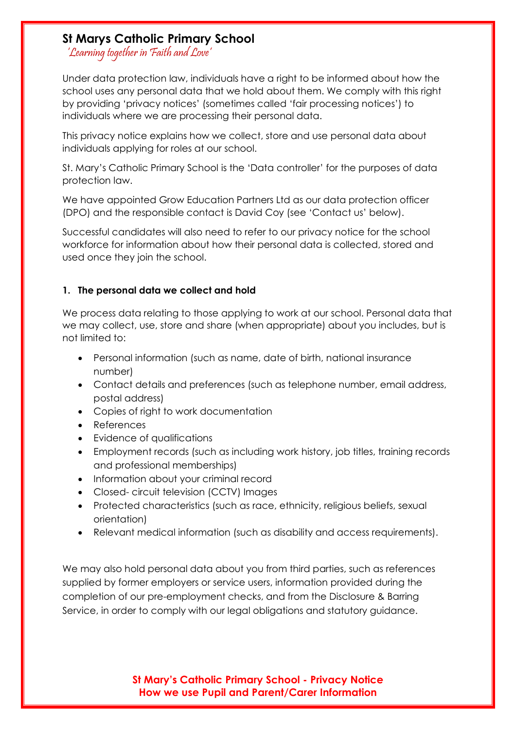# St Marys Catholic Primary School

*'Learning together in Faith and Love'*

Under data protection law, individuals have a right to be informed about how the school uses any personal data that we hold about them. We comply with this right by providing 'privacy notices' (sometimes called 'fair processing notices') to individuals where we are processing their personal data.

This privacy notice explains how we collect, store and use personal data about individuals applying for roles at our school.

St. Mary's Catholic Primary School is the 'Data controller' for the purposes of data protection law.

We have appointed Grow Education Partners Ltd as our data protection officer (DPO) and the responsible contact is David Coy (see 'Contact us' below).

Successful candidates will also need to refer to our privacy notice for the school workforce for information about how their personal data is collected, stored and used once they join the school.

## 1. The personal data we collect and hold

We process data relating to those applying to work at our school. Personal data that we may collect, use, store and share (when appropriate) about you includes, but is not limited to:

- Personal information (such as name, date of birth, national insurance number)
- Contact details and preferences (such as telephone number, email address, postal address)
- Copies of right to work documentation
- References
- Evidence of qualifications
- Employment records (such as including work history, job titles, training records and professional memberships)
- Information about your criminal record
- Closed- circuit television (CCTV) Images
- Protected characteristics (such as race, ethnicity, religious beliefs, sexual orientation)
- Relevant medical information (such as disability and access requirements).

We may also hold personal data about you from third parties, such as references supplied by former employers or service users, information provided during the completion of our pre-employment checks, and from the Disclosure & Barring Service, in order to comply with our legal obligations and statutory guidance.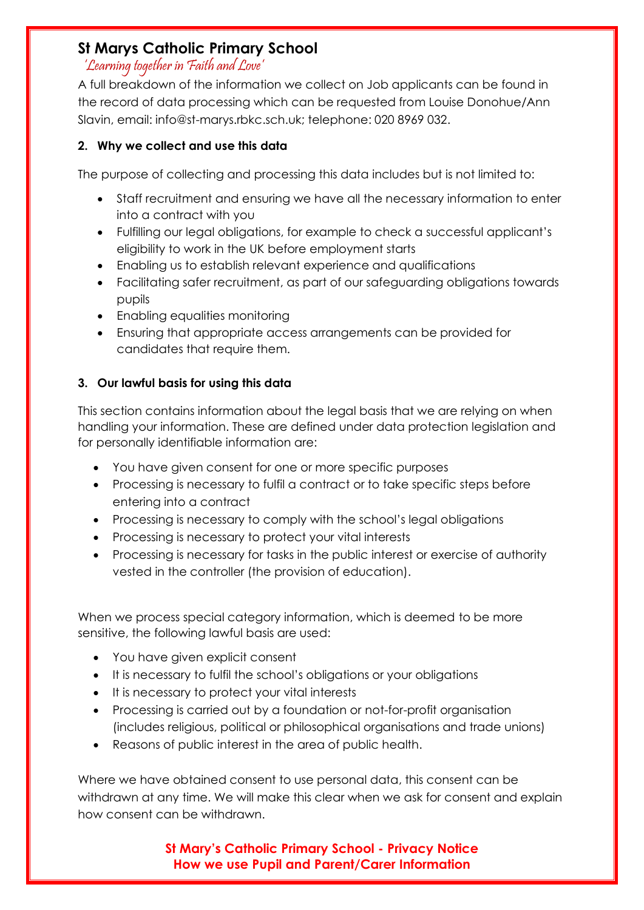A full breakdown of the information we collect on Job applicants can be found in the record of data processing which can be requested from Louise Donohue/Ann Slavin, email: info@st-marys.rbkc.sch.uk; telephone: 020 8969 032.

## 2. Why we collect and use this data

The purpose of collecting and processing this data includes but is not limited to:

- Staff recruitment and ensuring we have all the necessary information to enter into a contract with you
- Fulfilling our legal obligations, for example to check a successful applicant's eligibility to work in the UK before employment starts
- Enabling us to establish relevant experience and qualifications
- Facilitating safer recruitment, as part of our safeguarding obligations towards pupils
- Enabling equalities monitoring
- Ensuring that appropriate access arrangements can be provided for candidates that require them.

## 3. Our lawful basis for using this data

This section contains information about the legal basis that we are relying on when handling your information. These are defined under data protection legislation and for personally identifiable information are:

- You have given consent for one or more specific purposes
- Processing is necessary to fulfil a contract or to take specific steps before entering into a contract
- Processing is necessary to comply with the school's legal obligations
- Processing is necessary to protect your vital interests
- Processing is necessary for tasks in the public interest or exercise of authority vested in the controller (the provision of education).

When we process special category information, which is deemed to be more sensitive, the following lawful basis are used:

- You have given explicit consent
- It is necessary to fulfil the school's obligations or your obligations
- It is necessary to protect your vital interests
- Processing is carried out by a foundation or not-for-profit organisation (includes religious, political or philosophical organisations and trade unions)
- Reasons of public interest in the area of public health.

Where we have obtained consent to use personal data, this consent can be withdrawn at any time. We will make this clear when we ask for consent and explain how consent can be withdrawn.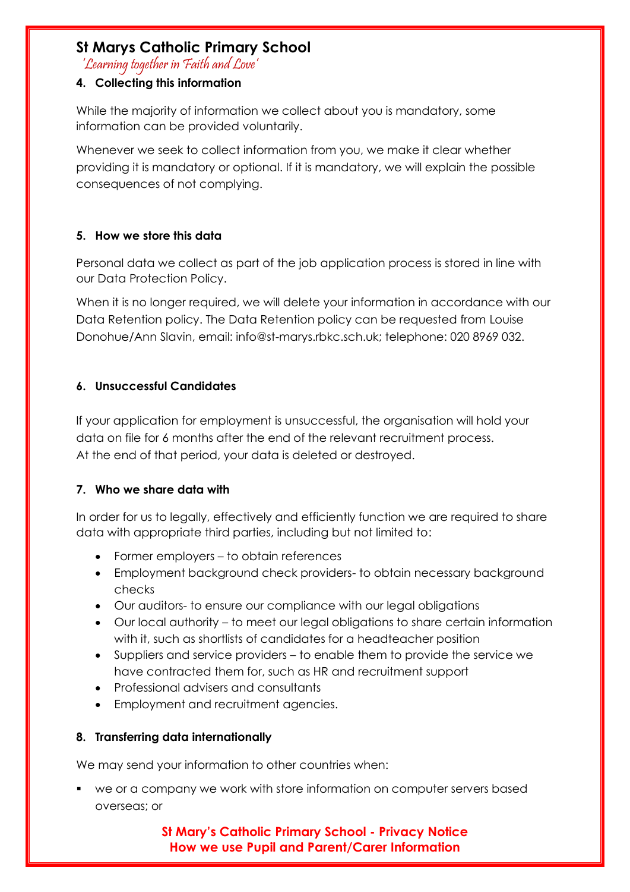## 4. Collecting this information

While the majority of information we collect about you is mandatory, some information can be provided voluntarily.

Whenever we seek to collect information from you, we make it clear whether providing it is mandatory or optional. If it is mandatory, we will explain the possible consequences of not complying.

## 5. How we store this data

Personal data we collect as part of the job application process is stored in line with our Data Protection Policy.

When it is no longer required, we will delete your information in accordance with our Data Retention policy. The Data Retention policy can be requested from Louise Donohue/Ann Slavin, email: info@st-marys.rbkc.sch.uk; telephone: 020 8969 032.

## 6. Unsuccessful Candidates

If your application for employment is unsuccessful, the organisation will hold your data on file for 6 months after the end of the relevant recruitment process. At the end of that period, your data is deleted or destroyed.

## 7. Who we share data with

In order for us to legally, effectively and efficiently function we are required to share data with appropriate third parties, including but not limited to:

- Former employers – to obtain references
- Employment background check providers- to obtain necessary background checks
- Our auditors- to ensure our compliance with our legal obligations
- Our local authority – to meet our legal obligations to share certain information with it, such as shortlists of candidates for a headteacher position
- Suppliers and service providers – to enable them to provide the service we have contracted them for, such as HR and recruitment support
- Professional advisers and consultants
- Employment and recruitment agencies.

## 8. Transferring data internationally

We may send your information to other countries when:

- we or a company we work with store information on computer servers based overseas; or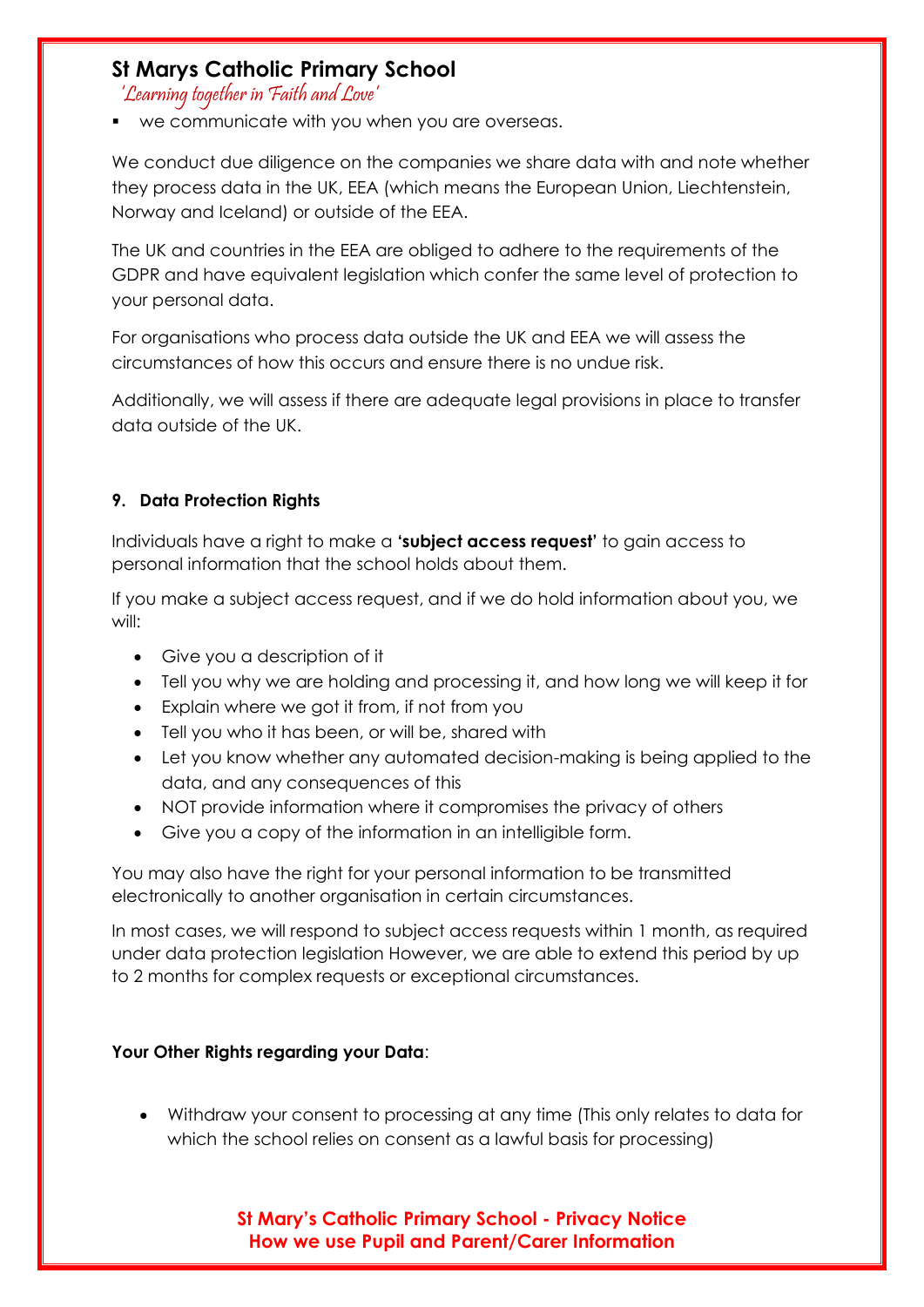- we communicate with you when you are overseas.

We conduct due diligence on the companies we share data with and note whether they process data in the UK, EEA (which means the European Union, Liechtenstein, Norway and Iceland) or outside of the EEA.

The UK and countries in the EEA are obliged to adhere to the requirements of the GDPR and have equivalent legislation which confer the same level of protection to your personal data.

For organisations who process data outside the UK and EEA we will assess the circumstances of how this occurs and ensure there is no undue risk.

Additionally, we will assess if there are adequate legal provisions in place to transfer data outside of the UK.

### 9. Data Protection Rights

Individuals have a right to make a **'subject access request'** to gain access to personal information that the school holds about them.

If you make a subject access request, and if we do hold information about you, we will:

- Give you a description of it
- Tell you why we are holding and processing it, and how long we will keep it for
- Explain where we got it from, if not from you
- Tell you who it has been, or will be, shared with
- Let you know whether any automated decision-making is being applied to the data, and any consequences of this
- NOT provide information where it compromises the privacy of others
- Give you a copy of the information in an intelligible form.

You may also have the right for your personal information to be transmitted electronically to another organisation in certain circumstances.

In most cases, we will respond to subject access requests within 1 month, as required under data protection legislation However, we are able to extend this period by up to 2 months for complex requests or exceptional circumstances.

**Your Other Rights regarding your Data**:

- Withdraw your consent to processing at any time (This only relates to data for which the school relies on consent as a lawful basis for processing)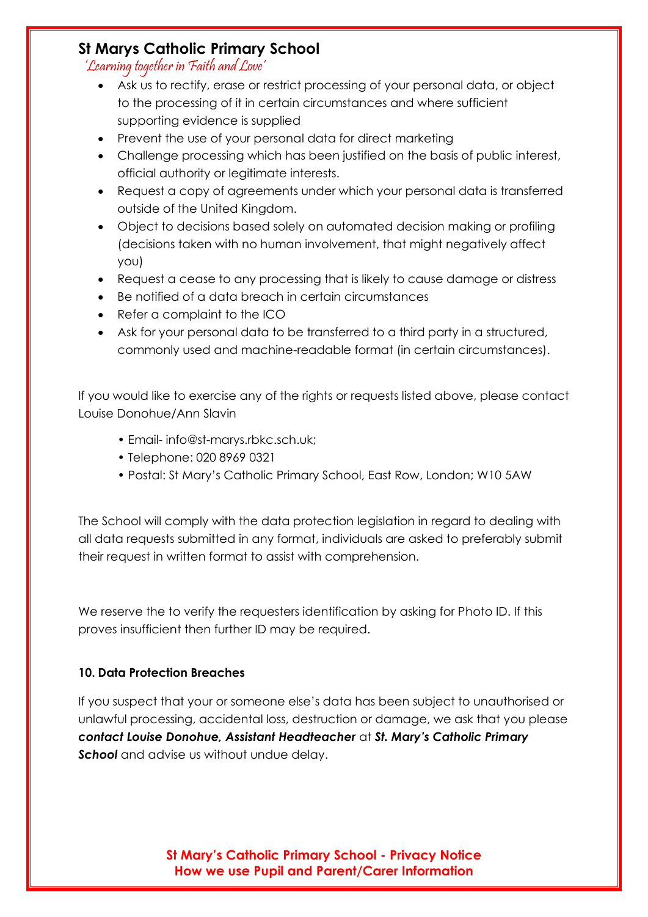- Ask us to rectify, erase or restrict processing of your personal data, or object to the processing of it in certain circumstances and where sufficient supporting evidence is supplied
- Prevent the use of your personal data for direct marketing
- Challenge processing which has been justified on the basis of public interest, official authority or legitimate interests.
- Request a copy of agreements under which your personal data is transferred outside of the United Kingdom.
- Object to decisions based solely on automated decision making or profiling (decisions taken with no human involvement, that might negatively affect you)
- Request a cease to any processing that is likely to cause damage or distress
- Be notified of a data breach in certain circumstances
- Refer a complaint to the ICO
- Ask for your personal data to be transferred to a third party in a structured, commonly used and machine-readable format (in certain circumstances).

If you would like to exercise any of the rights or requests listed above, please contact Louise Donohue/Ann Slavin

- Email- info@st-marys.rbkc.sch.uk;
- Telephone: 020 8969 0321
- Postal: St Mary's Catholic Primary School, East Row, London; W10 5AW

The School will comply with the data protection legislation in regard to dealing with all data requests submitted in any format, individuals are asked to preferably submit their request in written format to assist with comprehension.

We reserve the to verify the requesters identification by asking for Photo ID. If this proves insufficient then further ID may be required.

**10. Data Protection Breaches**

If you suspect that your or someone else's data has been subject to unauthorised or unlawful processing, accidental loss, destruction or damage, we ask that you please ***contact Louise Donohue, Assistant Headteacher*** at ***St. Mary's Catholic Primary School*** and advise us without undue delay.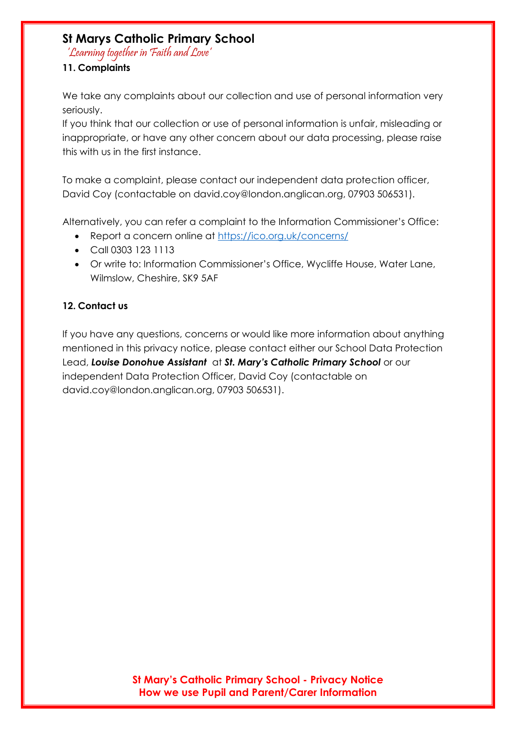## 11. Complaints

We take any complaints about our collection and use of personal information very seriously.

If you think that our collection or use of personal information is unfair, misleading or inappropriate, or have any other concern about our data processing, please raise this with us in the first instance.

To make a complaint, please contact our independent data protection officer, David Coy (contactable on david.coy@london.anglican.org, 07903 506531).

Alternatively, you can refer a complaint to the Information Commissioner's Office:

- Report a concern online at https://ico.org.uk/concerns/
- Call 0303 123 1113
- Or write to: Information Commissioner's Office, Wycliffe House, Water Lane, Wilmslow, Cheshire, SK9 5AF

## 12. Contact us

If you have any questions, concerns or would like more information about anything mentioned in this privacy notice, please contact either our School Data Protection Lead, ***Louise Donohue Assistant*** at ***St. Mary's Catholic Primary School*** or our independent Data Protection Officer, David Coy (contactable on david.coy@london.anglican.org, 07903 506531).